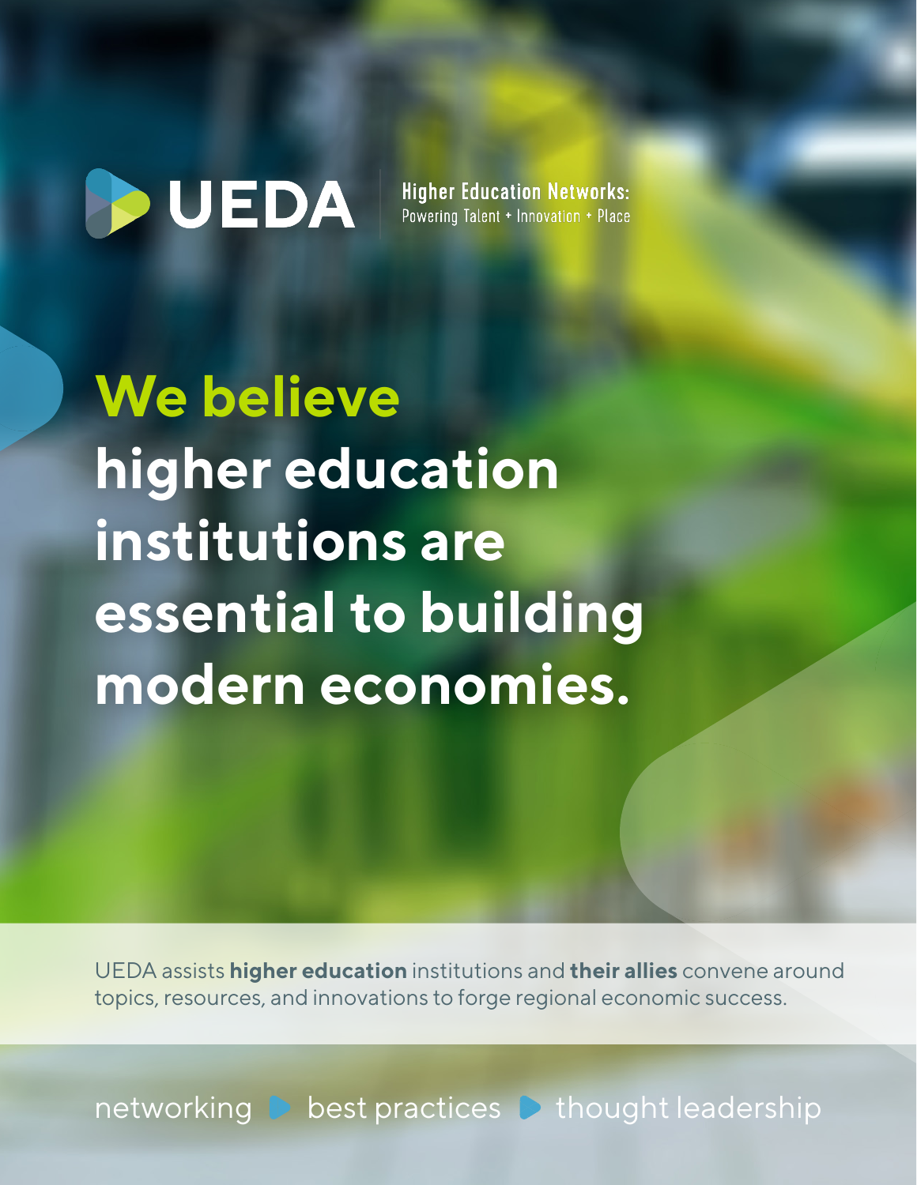UEDA

**Higher Education Networks:**
Powering Talent + Innovation + Place

# We believe higher education institutions are essential to building modern economies.

UEDA assists **higher education** institutions and **their allies** convene around topics, resources, and innovations to forge regional economic success.

networking ▶ best practices ▶ thought leadership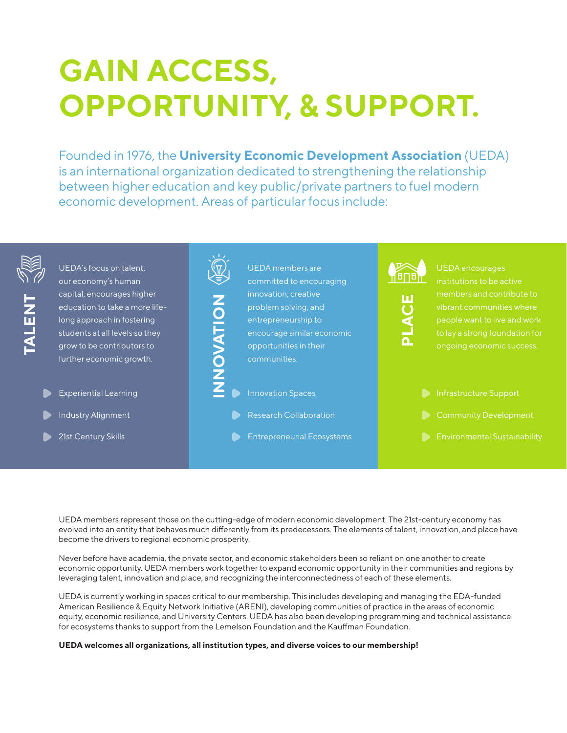# GAIN ACCESS, OPPORTUNITY, & SUPPORT.

Founded in 1976, the **University Economic Development Association** (UEDA) is an international organization dedicated to strengthening the relationship between higher education and key public/private partners to fuel modern economic development. Areas of particular focus include:

## TALENT

UEDA's focus on talent, our economy's human capital, encourages higher education to take a more life-long approach in fostering students at all levels so they grow to be contributors to further economic growth.

- Experiential Learning
- Industry Alignment
- 21st Century Skills

## INNOVATION

UEDA members are committed to encouraging innovation, creative problem solving, and entrepreneurship to encourage similar economic opportunities in their communities.

- Innovation Spaces
- Research Collaboration
- Entrepreneurial Ecosystems

## PLACE

UEDA encourages institutions to be active members and contribute to vibrant communities where people want to live and work to lay a strong foundation for ongoing economic success.

- Infrastructure Support
- Community Development
- Environmental Sustainability

UEDA members represent those on the cutting-edge of modern economic development. The 21st-century economy has evolved into an entity that behaves much differently from its predecessors. The elements of talent, innovation, and place have become the drivers to regional economic prosperity.

Never before have academia, the private sector, and economic stakeholders been so reliant on one another to create economic opportunity. UEDA members work together to expand economic opportunity in their communities and regions by leveraging talent, innovation and place, and recognizing the interconnectedness of each of these elements.

UEDA is currently working in spaces critical to our membership. This includes developing and managing the EDA-funded American Resilience & Equity Network Initiative (ARENI), developing communities of practice in the areas of economic equity, economic resilience, and University Centers. UEDA has also been developing programming and technical assistance for ecosystems thanks to support from the Lemelson Foundation and the Kauffman Foundation.

**UEDA welcomes all organizations, all institution types, and diverse voices to our membership!**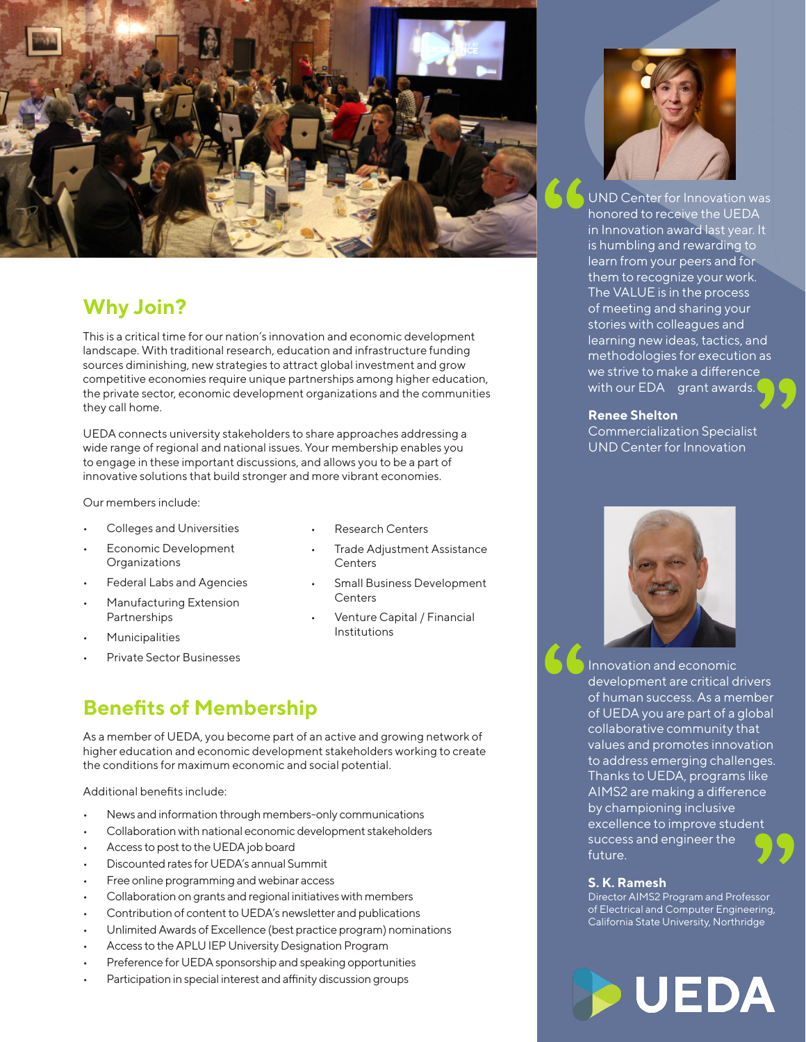## Why Join?

This is a critical time for our nation's innovation and economic development landscape. With traditional research, education and infrastructure funding sources diminishing, new strategies to attract global investment and grow competitive economies require unique partnerships among higher education, the private sector, economic development organizations and the communities they call home.

UEDA connects university stakeholders to share approaches addressing a wide range of regional and national issues. Your membership enables you to engage in these important discussions, and allows you to be a part of innovative solutions that build stronger and more vibrant economies.

Our members include:

- Colleges and Universities
- Economic Development Organizations
- Federal Labs and Agencies
- Manufacturing Extension Partnerships
- Municipalities
- Private Sector Businesses
- Research Centers
- Trade Adjustment Assistance Centers
- Small Business Development Centers
- Venture Capital / Financial Institutions

## Benefits of Membership

As a member of UEDA, you become part of an active and growing network of higher education and economic development stakeholders working to create the conditions for maximum economic and social potential.

Additional benefits include:

- News and information through members-only communications
- Collaboration with national economic development stakeholders
- Access to post to the UEDA job board
- Discounted rates for UEDA's annual Summit
- Free online programming and webinar access
- Collaboration on grants and regional initiatives with members
- Contribution of content to UEDA's newsletter and publications
- Unlimited Awards of Excellence (best practice program) nominations
- Access to the APLU IEP University Designation Program
- Preference for UEDA sponsorship and speaking opportunities
- Participation in special interest and affinity discussion groups

"UND Center for Innovation was honored to receive the UEDA in Innovation award last year. It is humbling and rewarding to learn from your peers and for them to recognize your work. The VALUE is in the process of meeting and sharing your stories with colleagues and learning new ideas, tactics, and methodologies for execution as we strive to make a difference with our EDA grant awards."

**Renee Shelton**
Commercialization Specialist
UND Center for Innovation

"Innovation and economic development are critical drivers of human success. As a member of UEDA you are part of a global collaborative community that values and promotes innovation to address emerging challenges. Thanks to UEDA, programs like AIMS2 are making a difference by championing inclusive excellence to improve student success and engineer the future."

**S. K. Ramesh**
Director AIMS2 Program and Professor of Electrical and Computer Engineering, California State University, Northridge

UEDA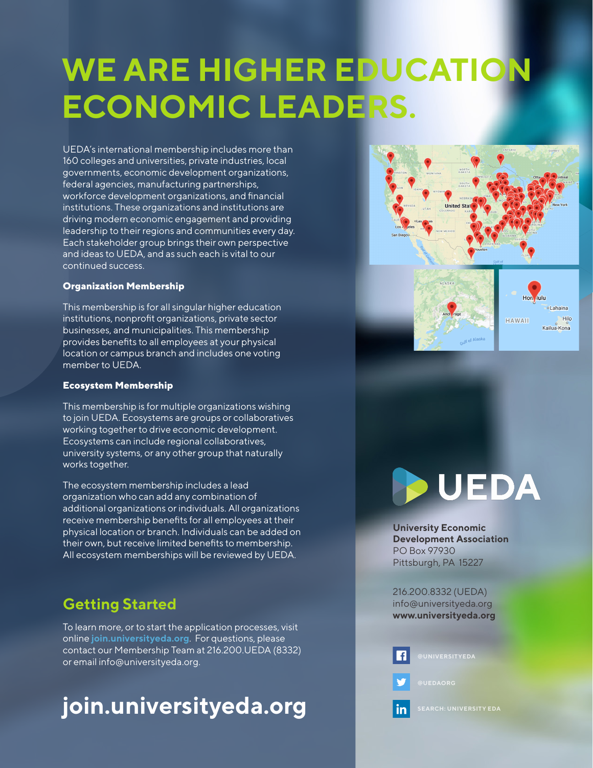# WE ARE HIGHER EDUCATION ECONOMIC LEADERS.

UEDA's international membership includes more than 160 colleges and universities, private industries, local governments, economic development organizations, federal agencies, manufacturing partnerships, workforce development organizations, and financial institutions. These organizations and institutions are driving modern economic engagement and providing leadership to their regions and communities every day. Each stakeholder group brings their own perspective and ideas to UEDA, and as such each is vital to our continued success.

### Organization Membership

This membership is for all singular higher education institutions, nonprofit organizations, private sector businesses, and municipalities. This membership provides benefits to all employees at your physical location or campus branch and includes one voting member to UEDA.

### Ecosystem Membership

This membership is for multiple organizations wishing to join UEDA. Ecosystems are groups or collaboratives working together to drive economic development. Ecosystems can include regional collaboratives, university systems, or any other group that naturally works together.

The ecosystem membership includes a lead organization who can add any combination of additional organizations or individuals. All organizations receive membership benefits for all employees at their physical location or branch. Individuals can be added on their own, but receive limited benefits to membership. All ecosystem memberships will be reviewed by UEDA.

## Getting Started

To learn more, or to start the application processes, visit online join.universityeda.org. For questions, please contact our Membership Team at 216.200.UEDA (8332) or email info@universityeda.org.

## join.universityeda.org

UEDA

**University Economic Development Association**
PO Box 97930
Pittsburgh, PA 15227

216.200.8332 (UEDA)
info@universityeda.org
**www.universityeda.org**

@UNIVERSITYEDA

@UEDAORG

SEARCH: UNIVERSITY EDA